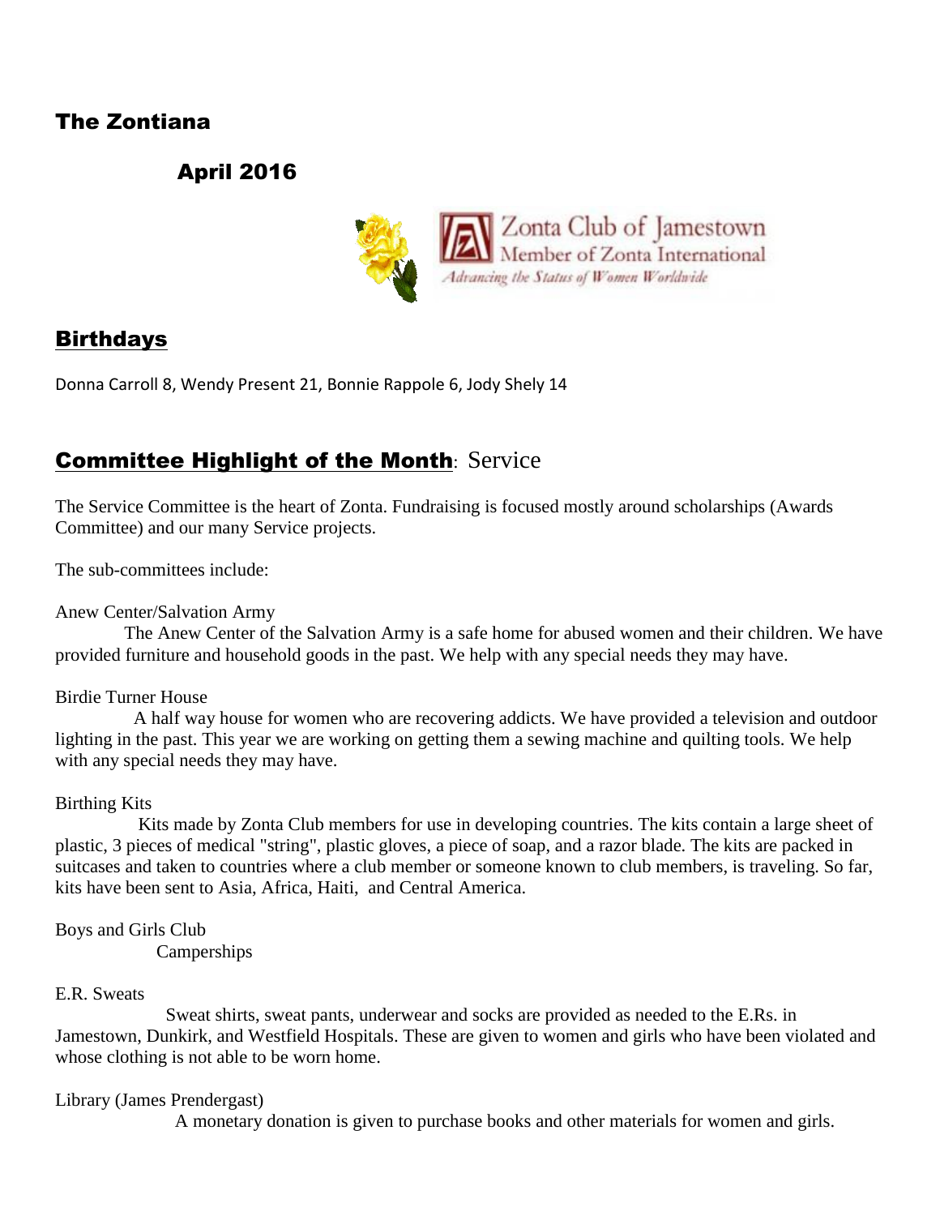# The Zontiana

## April 2016

Zonta Club of Jamestown
Member of Zonta International
*Advancing the Status of Women Worldwide*

## Birthdays

Donna Carroll 8, Wendy Present 21, Bonnie Rappole 6, Jody Shely 14

## Committee Highlight of the Month: Service

The Service Committee is the heart of Zonta. Fundraising is focused mostly around scholarships (Awards Committee) and our many Service projects.

The sub-committees include:

Anew Center/Salvation Army

The Anew Center of the Salvation Army is a safe home for abused women and their children. We have provided furniture and household goods in the past. We help with any special needs they may have.

Birdie Turner House

A half way house for women who are recovering addicts. We have provided a television and outdoor lighting in the past. This year we are working on getting them a sewing machine and quilting tools. We help with any special needs they may have.

Birthing Kits

Kits made by Zonta Club members for use in developing countries. The kits contain a large sheet of plastic, 3 pieces of medical "string", plastic gloves, a piece of soap, and a razor blade. The kits are packed in suitcases and taken to countries where a club member or someone known to club members, is traveling. So far, kits have been sent to Asia, Africa, Haiti, and Central America.

Boys and Girls Club

Camperships

E.R. Sweats

Sweat shirts, sweat pants, underwear and socks are provided as needed to the E.Rs. in Jamestown, Dunkirk, and Westfield Hospitals. These are given to women and girls who have been violated and whose clothing is not able to be worn home.

Library (James Prendergast)

A monetary donation is given to purchase books and other materials for women and girls.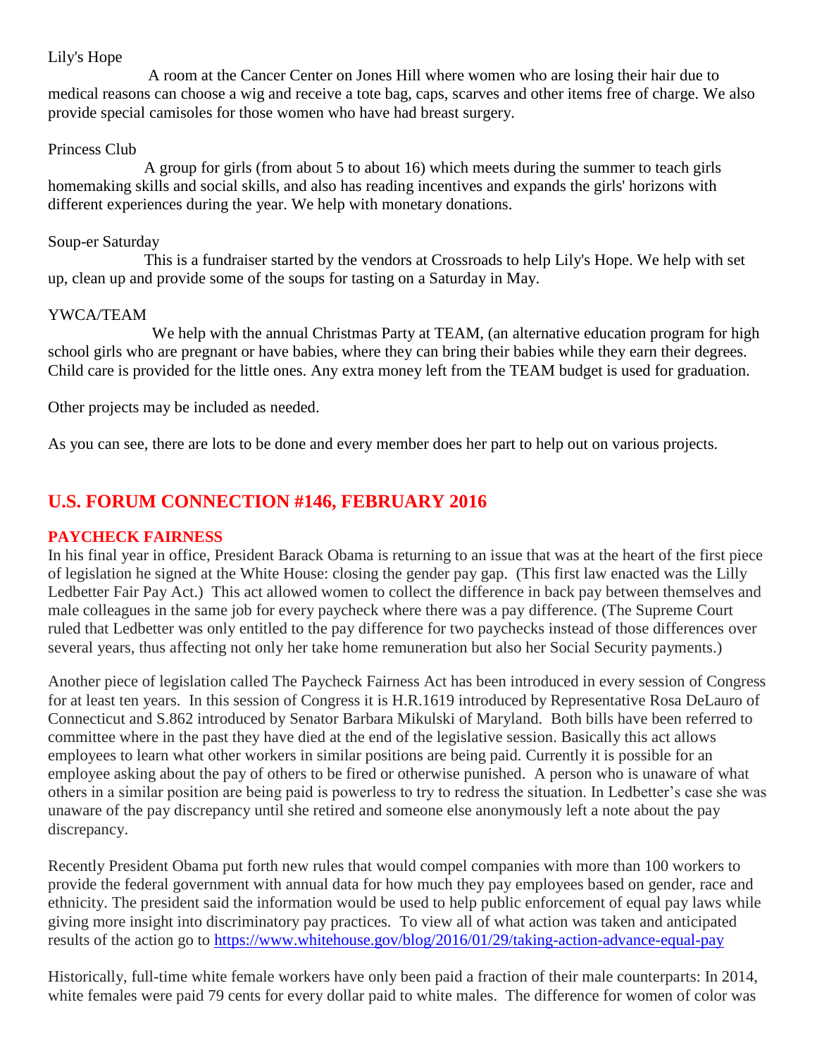Lily's Hope

A room at the Cancer Center on Jones Hill where women who are losing their hair due to medical reasons can choose a wig and receive a tote bag, caps, scarves and other items free of charge. We also provide special camisoles for those women who have had breast surgery.

Princess Club

A group for girls (from about 5 to about 16) which meets during the summer to teach girls homemaking skills and social skills, and also has reading incentives and expands the girls' horizons with different experiences during the year. We help with monetary donations.

Soup-er Saturday

This is a fundraiser started by the vendors at Crossroads to help Lily's Hope. We help with set up, clean up and provide some of the soups for tasting on a Saturday in May.

YWCA/TEAM

We help with the annual Christmas Party at TEAM, (an alternative education program for high school girls who are pregnant or have babies, where they can bring their babies while they earn their degrees. Child care is provided for the little ones. Any extra money left from the TEAM budget is used for graduation.

Other projects may be included as needed.

As you can see, there are lots to be done and every member does her part to help out on various projects.

## U.S. FORUM CONNECTION #146, FEBRUARY 2016

### PAYCHECK FAIRNESS

In his final year in office, President Barack Obama is returning to an issue that was at the heart of the first piece of legislation he signed at the White House: closing the gender pay gap. (This first law enacted was the Lilly Ledbetter Fair Pay Act.) This act allowed women to collect the difference in back pay between themselves and male colleagues in the same job for every paycheck where there was a pay difference. (The Supreme Court ruled that Ledbetter was only entitled to the pay difference for two paychecks instead of those differences over several years, thus affecting not only her take home remuneration but also her Social Security payments.)

Another piece of legislation called The Paycheck Fairness Act has been introduced in every session of Congress for at least ten years. In this session of Congress it is H.R.1619 introduced by Representative Rosa DeLauro of Connecticut and S.862 introduced by Senator Barbara Mikulski of Maryland. Both bills have been referred to committee where in the past they have died at the end of the legislative session. Basically this act allows employees to learn what other workers in similar positions are being paid. Currently it is possible for an employee asking about the pay of others to be fired or otherwise punished. A person who is unaware of what others in a similar position are being paid is powerless to try to redress the situation. In Ledbetter's case she was unaware of the pay discrepancy until she retired and someone else anonymously left a note about the pay discrepancy.

Recently President Obama put forth new rules that would compel companies with more than 100 workers to provide the federal government with annual data for how much they pay employees based on gender, race and ethnicity. The president said the information would be used to help public enforcement of equal pay laws while giving more insight into discriminatory pay practices. To view all of what action was taken and anticipated results of the action go to https://www.whitehouse.gov/blog/2016/01/29/taking-action-advance-equal-pay

Historically, full-time white female workers have only been paid a fraction of their male counterparts: In 2014, white females were paid 79 cents for every dollar paid to white males. The difference for women of color was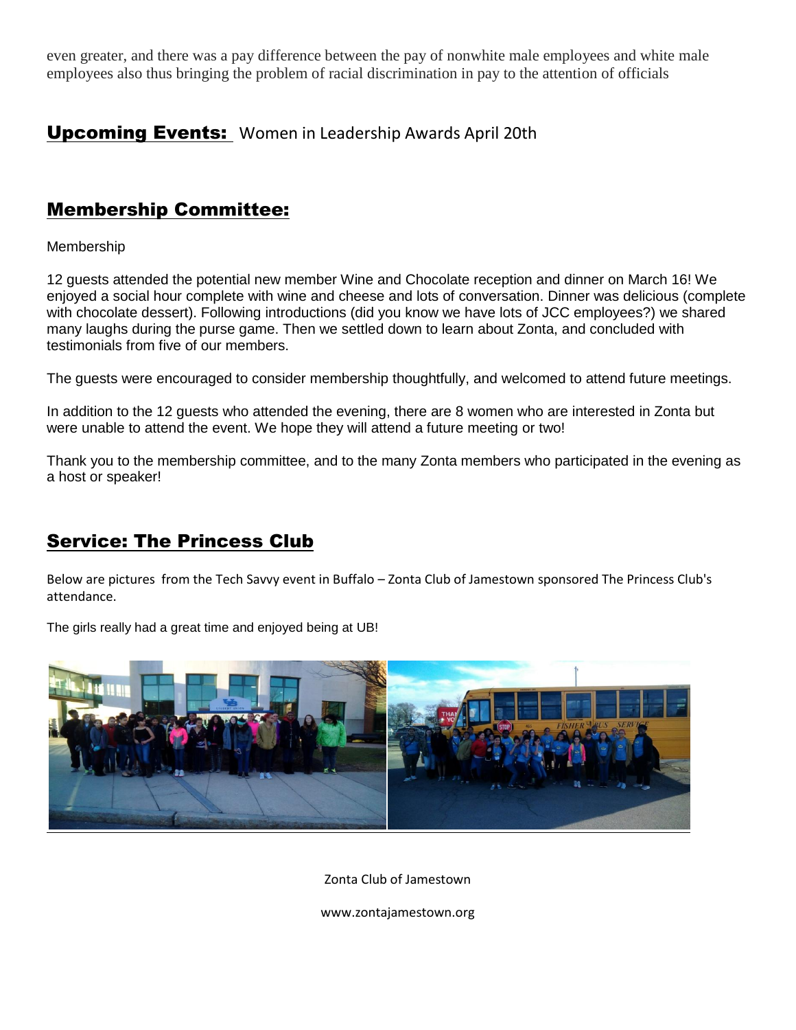even greater, and there was a pay difference between the pay of nonwhite male employees and white male employees also thus bringing the problem of racial discrimination in pay to the attention of officials

## Upcoming Events: Women in Leadership Awards April 20th

## Membership Committee:

Membership

12 guests attended the potential new member Wine and Chocolate reception and dinner on March 16! We enjoyed a social hour complete with wine and cheese and lots of conversation. Dinner was delicious (complete with chocolate dessert). Following introductions (did you know we have lots of JCC employees?) we shared many laughs during the purse game. Then we settled down to learn about Zonta, and concluded with testimonials from five of our members.

The guests were encouraged to consider membership thoughtfully, and welcomed to attend future meetings.

In addition to the 12 guests who attended the evening, there are 8 women who are interested in Zonta but were unable to attend the event. We hope they will attend a future meeting or two!

Thank you to the membership committee, and to the many Zonta members who participated in the evening as a host or speaker!

## Service: The Princess Club

Below are pictures from the Tech Savvy event in Buffalo – Zonta Club of Jamestown sponsored The Princess Club's attendance.

The girls really had a great time and enjoyed being at UB!

Zonta Club of Jamestown

www.zontajamestown.org